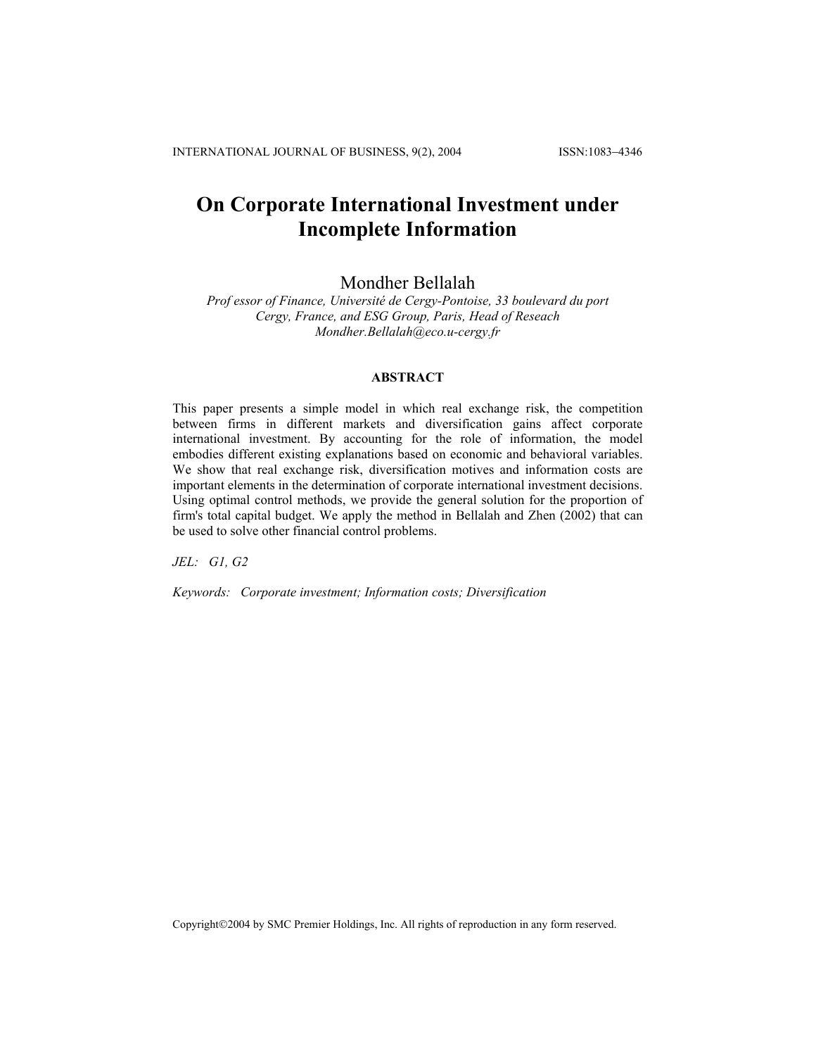# On Corporate International Investment under Incomplete Information

Mondher Bellalah

*Prof essor of Finance, Université de Cergy-Pontoise, 33 boulevard du port Cergy, France, and ESG Group, Paris, Head of Reseach*
*Mondher.Bellalah@eco.u-cergy.fr*

### ABSTRACT

This paper presents a simple model in which real exchange risk, the competition between firms in different markets and diversification gains affect corporate international investment. By accounting for the role of information, the model embodies different existing explanations based on economic and behavioral variables. We show that real exchange risk, diversification motives and information costs are important elements in the determination of corporate international investment decisions. Using optimal control methods, we provide the general solution for the proportion of firm's total capital budget. We apply the method in Bellalah and Zhen (2002) that can be used to solve other financial control problems.

*JEL: G1, G2*

*Keywords: Corporate investment; Information costs; Diversification*

Copyright©2004 by SMC Premier Holdings, Inc. All rights of reproduction in any form reserved.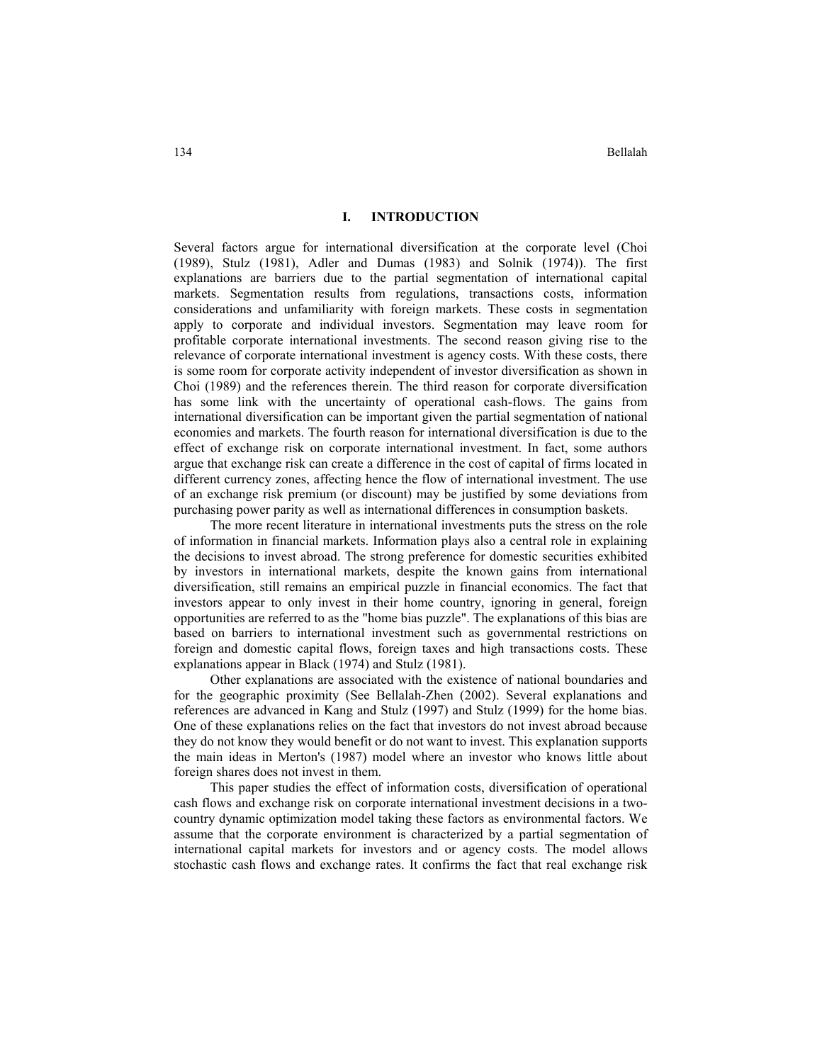## I. INTRODUCTION

Several factors argue for international diversification at the corporate level (Choi (1989), Stulz (1981), Adler and Dumas (1983) and Solnik (1974)). The first explanations are barriers due to the partial segmentation of international capital markets. Segmentation results from regulations, transactions costs, information considerations and unfamiliarity with foreign markets. These costs in segmentation apply to corporate and individual investors. Segmentation may leave room for profitable corporate international investments. The second reason giving rise to the relevance of corporate international investment is agency costs. With these costs, there is some room for corporate activity independent of investor diversification as shown in Choi (1989) and the references therein. The third reason for corporate diversification has some link with the uncertainty of operational cash-flows. The gains from international diversification can be important given the partial segmentation of national economies and markets. The fourth reason for international diversification is due to the effect of exchange risk on corporate international investment. In fact, some authors argue that exchange risk can create a difference in the cost of capital of firms located in different currency zones, affecting hence the flow of international investment. The use of an exchange risk premium (or discount) may be justified by some deviations from purchasing power parity as well as international differences in consumption baskets.

The more recent literature in international investments puts the stress on the role of information in financial markets. Information plays also a central role in explaining the decisions to invest abroad. The strong preference for domestic securities exhibited by investors in international markets, despite the known gains from international diversification, still remains an empirical puzzle in financial economics. The fact that investors appear to only invest in their home country, ignoring in general, foreign opportunities are referred to as the "home bias puzzle". The explanations of this bias are based on barriers to international investment such as governmental restrictions on foreign and domestic capital flows, foreign taxes and high transactions costs. These explanations appear in Black (1974) and Stulz (1981).

Other explanations are associated with the existence of national boundaries and for the geographic proximity (See Bellalah-Zhen (2002). Several explanations and references are advanced in Kang and Stulz (1997) and Stulz (1999) for the home bias. One of these explanations relies on the fact that investors do not invest abroad because they do not know they would benefit or do not want to invest. This explanation supports the main ideas in Merton's (1987) model where an investor who knows little about foreign shares does not invest in them.

This paper studies the effect of information costs, diversification of operational cash flows and exchange risk on corporate international investment decisions in a two-country dynamic optimization model taking these factors as environmental factors. We assume that the corporate environment is characterized by a partial segmentation of international capital markets for investors and or agency costs. The model allows stochastic cash flows and exchange rates. It confirms the fact that real exchange risk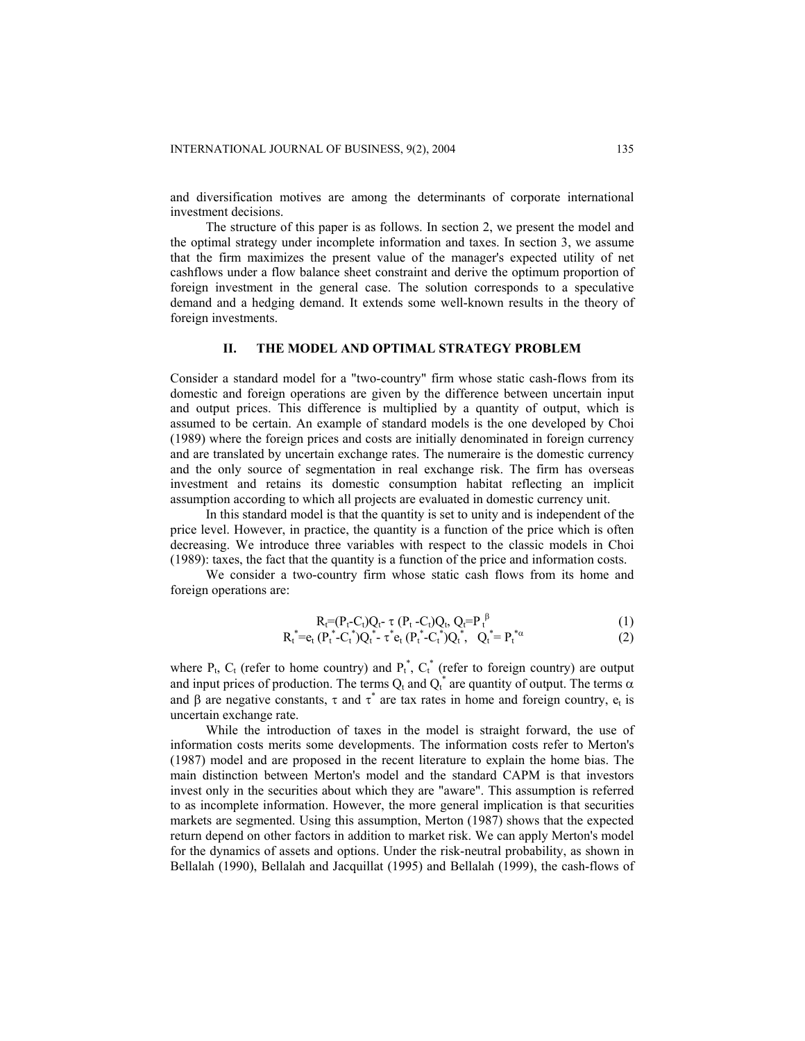and diversification motives are among the determinants of corporate international investment decisions.

The structure of this paper is as follows. In section 2, we present the model and the optimal strategy under incomplete information and taxes. In section 3, we assume that the firm maximizes the present value of the manager's expected utility of net cashflows under a flow balance sheet constraint and derive the optimum proportion of foreign investment in the general case. The solution corresponds to a speculative demand and a hedging demand. It extends some well-known results in the theory of foreign investments.

## II. THE MODEL AND OPTIMAL STRATEGY PROBLEM

Consider a standard model for a "two-country" firm whose static cash-flows from its domestic and foreign operations are given by the difference between uncertain input and output prices. This difference is multiplied by a quantity of output, which is assumed to be certain. An example of standard models is the one developed by Choi (1989) where the foreign prices and costs are initially denominated in foreign currency and are translated by uncertain exchange rates. The numeraire is the domestic currency and the only source of segmentation in real exchange risk. The firm has overseas investment and retains its domestic consumption habitat reflecting an implicit assumption according to which all projects are evaluated in domestic currency unit.

In this standard model is that the quantity is set to unity and is independent of the price level. However, in practice, the quantity is a function of the price which is often decreasing. We introduce three variables with respect to the classic models in Choi (1989): taxes, the fact that the quantity is a function of the price and information costs.

We consider a two-country firm whose static cash flows from its home and foreign operations are:

$$R_t=(P_t-C_t)Q_t-\tau\,(P_t-C_t)Q_t,\; Q_t=P_t^{\beta} \tag{1}$$

$$R_t^*=e_t\,(P_t^*-C_t^*)Q_t^*-\tau^* e_t\,(P_t^*-C_t^*)Q_t^*,\quad Q_t^*=P_t^{*\alpha} \tag{2}$$

where $P_t$, $C_t$ (refer to home country) and $P_t^*$, $C_t^*$ (refer to foreign country) are output and input prices of production. The terms $Q_t$ and $Q_t^*$ are quantity of output. The terms $\alpha$ and $\beta$ are negative constants, $\tau$ and $\tau^*$ are tax rates in home and foreign country, $e_t$ is uncertain exchange rate.

While the introduction of taxes in the model is straight forward, the use of information costs merits some developments. The information costs refer to Merton's (1987) model and are proposed in the recent literature to explain the home bias. The main distinction between Merton's model and the standard CAPM is that investors invest only in the securities about which they are "aware". This assumption is referred to as incomplete information. However, the more general implication is that securities markets are segmented. Using this assumption, Merton (1987) shows that the expected return depend on other factors in addition to market risk. We can apply Merton's model for the dynamics of assets and options. Under the risk-neutral probability, as shown in Bellalah (1990), Bellalah and Jacquillat (1995) and Bellalah (1999), the cash-flows of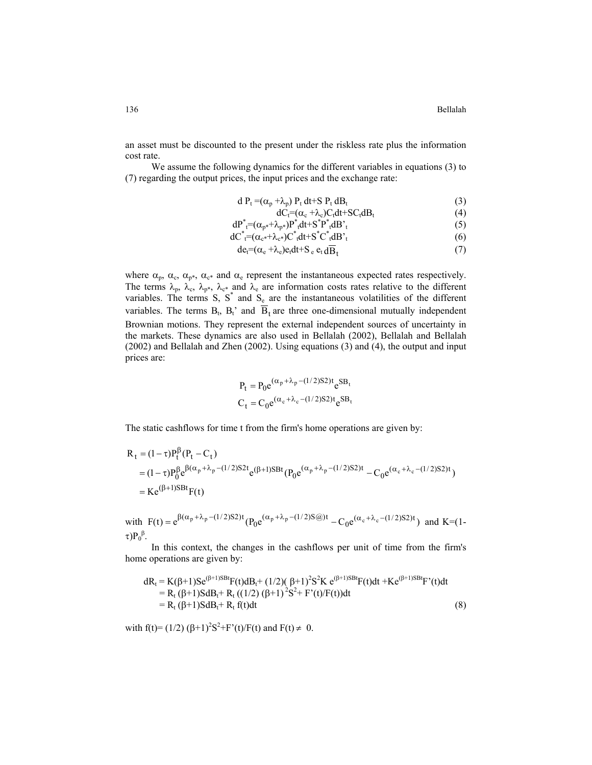an asset must be discounted to the present under the riskless rate plus the information cost rate.

We assume the following dynamics for the different variables in equations (3) to (7) regarding the output prices, the input prices and the exchange rate:

$$d P_t = (\alpha_p + \lambda_p) P_t \, dt + S \, P_t \, dB_t \tag{3}$$

$$dC_t = (\alpha_c + \lambda_c) C_t dt + S C_t dB_t \tag{4}$$

$$dP^*_t = (\alpha_{p*} + \lambda_{p*}) P^*_t dt + S^* P^*_t dB'_t \tag{5}$$

$$dC^*_t = (\alpha_{c*} + \lambda_{c*}) C^*_t dt + S^* C^*_t dB'_t \tag{6}$$

$$de_t = (\alpha_e + \lambda_e) e_t dt + S_e \, e_t \, d\overline{B}_t \tag{7}$$

where $\alpha_p$, $\alpha_c$, $\alpha_{p*}$, $\alpha_{c*}$ and $\alpha_e$ represent the instantaneous expected rates respectively. The terms $\lambda_p$, $\lambda_c$, $\lambda_{p*}$, $\lambda_{c*}$ and $\lambda_e$ are information costs rates relative to the different variables. The terms S, $S^*$ and $S_e$ are the instantaneous volatilities of the different variables. The terms $B_t$, $B_t'$ and $\overline{B}_t$ are three one-dimensional mutually independent Brownian motions. They represent the external independent sources of uncertainty in the markets. These dynamics are also used in Bellalah (2002), Bellalah and Bellalah (2002) and Bellalah and Zhen (2002). Using equations (3) and (4), the output and input prices are:

$$P_t = P_0 e^{(\alpha_p + \lambda_p - (1/2)S2)t} e^{SB_t}$$

$$C_t = C_0 e^{(\alpha_c + \lambda_c - (1/2)S2)t} e^{SB_t}$$

The static cashflows for time t from the firm's home operations are given by:

$$\begin{aligned} R_t &= (1-\tau) P_t^{\beta} (P_t - C_t) \\ &= (1-\tau) P_0^{\beta} e^{\beta(\alpha_p + \lambda_p - (1/2)S2t} e^{(\beta+1)SBt} (P_0 e^{(\alpha_p + \lambda_p - (1/2)S2)t} - C_0 e^{(\alpha_c + \lambda_c - (1/2)S2)t}) \\ &= K e^{(\beta+1)SBt} F(t) \end{aligned}$$

with $F(t) = e^{\beta(\alpha_p + \lambda_p - (1/2)S2)t} (P_0 e^{(\alpha_p + \lambda_p - (1/2)S@)t} - C_0 e^{(\alpha_c + \lambda_c - (1/2)S2)t})$ and $K = (1-\tau)P_0^{\beta}$.

In this context, the changes in the cashflows per unit of time from the firm's home operations are given by:

$$\begin{aligned} dR_t &= K(\beta+1) S e^{(\beta+1)SBt} F(t) dB_t + (1/2)(\beta+1)^2 S^2 K \, e^{(\beta+1)SBt} F(t) dt + K e^{(\beta+1)SBt} F'(t) dt \\ &= R_t (\beta+1) S dB_t + R_t ((1/2)(\beta+1)^2 S^2 + F'(t)/F(t)) dt \\ &= R_t (\beta+1) S dB_t + R_t f(t) dt \end{aligned} \tag{8}$$

with $f(t) = (1/2)(\beta+1)^2 S^2 + F'(t)/F(t)$ and $F(t) \neq 0$.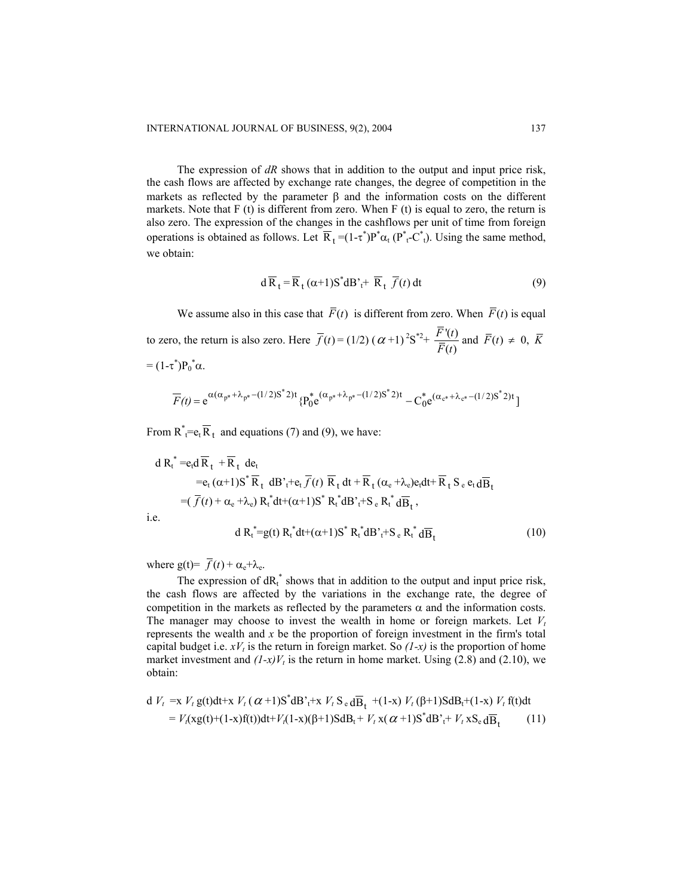The expression of *dR* shows that in addition to the output and input price risk, the cash flows are affected by exchange rate changes, the degree of competition in the markets as reflected by the parameter β and the information costs on the different markets. Note that F (t) is different from zero. When F (t) is equal to zero, the return is also zero. The expression of the changes in the cashflows per unit of time from foreign operations is obtained as follows. Let $\overline{R}_t=(1-\tau^*)P^*\alpha_t(P^*_t-C^*_t)$. Using the same method, we obtain:

$$d\overline{R}_t = \overline{R}_t(\alpha+1)S^*dB'_t + \overline{R}_t\,\overline{f}(t)\,dt \tag{9}$$

We assume also in this case that $\overline{F}(t)$ is different from zero. When $\overline{F}(t)$ is equal to zero, the return is also zero. Here $\overline{f}(t) = (1/2)\,(\alpha+1)^2 S^{*2} + \dfrac{\overline{F}'(t)}{\overline{F}(t)}$ and $\overline{F}(t) \neq 0$, $\overline{K} = (1-\tau^*)P_0^*\alpha$.

$$\overline{F}(t) = e^{\alpha(\alpha_{p*}+\lambda_{p*}-(1/2)S^*2)t}\{P_0^* e^{(\alpha_{p*}+\lambda_{p*}-(1/2)S^*2)t} - C_0^* e^{(\alpha_{c*}+\lambda_{c*}-(1/2)S^*2)t}]$$

From $R^*_t=e_t\overline{R}_t$ and equations (7) and (9), we have:

$$\begin{aligned}
d R_t^* &= e_t d\overline{R}_t + \overline{R}_t\, de_t \\
&= e_t(\alpha+1)S^*\overline{R}_t\, dB'_t + e_t\overline{f}(t)\,\overline{R}_t\,dt + \overline{R}_t(\alpha_e+\lambda_e)e_t dt + \overline{R}_t S_e e_t d\overline{B}_t \\
&= (\overline{f}(t) + \alpha_e + \lambda_e)R_t^* dt + (\alpha+1)S^* R_t^* dB'_t + S_e R_t^* d\overline{B}_t,
\end{aligned}$$

i.e.

$$d R_t^* = g(t) R_t^* dt + (\alpha+1)S^* R_t^* dB'_t + S_e R_t^* d\overline{B}_t \tag{10}$$

where $g(t)= \overline{f}(t) + \alpha_e+\lambda_e$.

The expression of $dR_t^*$ shows that in addition to the output and input price risk, the cash flows are affected by the variations in the exchange rate, the degree of competition in the markets as reflected by the parameters α and the information costs. The manager may choose to invest the wealth in home or foreign markets. Let $V_t$ represents the wealth and *x* be the proportion of foreign investment in the firm's total capital budget i.e. $xV_t$ is the return in foreign market. So *(1-x)* is the proportion of home market investment and $(1-x)V_t$ is the return in home market. Using (2.8) and (2.10), we obtain:

$$\begin{aligned}
d V_t &= x V_t g(t)dt + x V_t(\alpha+1)S^*dB'_t + x V_t S_e d\overline{B}_t + (1-x)V_t(\beta+1)SdB_t + (1-x)V_t f(t)dt \\
&= V_t(xg(t)+(1-x)f(t))dt + V_t(1-x)(\beta+1)SdB_t + V_t x(\alpha+1)S^*dB'_t + V_t xS_e d\overline{B}_t
\end{aligned} \tag{11}$$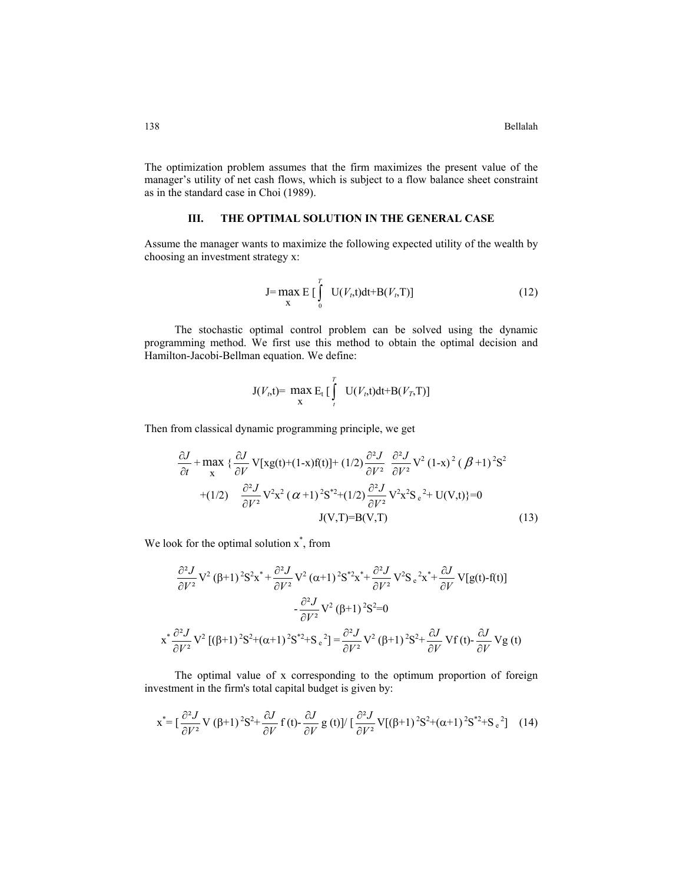The optimization problem assumes that the firm maximizes the present value of the manager's utility of net cash flows, which is subject to a flow balance sheet constraint as in the standard case in Choi (1989).

## III. THE OPTIMAL SOLUTION IN THE GENERAL CASE

Assume the manager wants to maximize the following expected utility of the wealth by choosing an investment strategy x:

$$J = \max_{x} E\left[\int_0^T U(V_t,t)dt + B(V_t,T)\right] \tag{12}$$

The stochastic optimal control problem can be solved using the dynamic programming method. We first use this method to obtain the optimal decision and Hamilton-Jacobi-Bellman equation. We define:

$$J(V_t,t) = \max_{x} E_t\left[\int_t^T U(V_t,t)dt + B(V_T,T)\right]$$

Then from classical dynamic programming principle, we get

$$\frac{\partial J}{\partial t} + \max_{x}\Big\{\frac{\partial J}{\partial V} V[xg(t)+(1-x)f(t)] + (1/2)\frac{\partial^2 J}{\partial V^2}\;\frac{\partial^2 J}{\partial V^2} V^2 (1-x)^2 (\beta+1)^2 S^2$$
$$+(1/2)\;\frac{\partial^2 J}{\partial V^2} V^2 x^2 (\alpha+1)^2 S^{*2} + (1/2)\frac{\partial^2 J}{\partial V^2} V^2 x^2 S_e^{\,2} + U(V,t)\Big\} = 0$$
$$J(V,T) = B(V,T) \tag{13}$$

We look for the optimal solution $x^*$, from

$$\frac{\partial^2 J}{\partial V^2} V^2 (\beta+1)^2 S^2 x^* + \frac{\partial^2 J}{\partial V^2} V^2 (\alpha+1)^2 S^{*2} x^* + \frac{\partial^2 J}{\partial V^2} V^2 S_e^{\,2} x^* + \frac{\partial J}{\partial V} V[g(t)-f(t)]$$
$$-\frac{\partial^2 J}{\partial V^2} V^2 (\beta+1)^2 S^2 = 0$$

$$x^* \frac{\partial^2 J}{\partial V^2} V^2 [(\beta+1)^2 S^2 + (\alpha+1)^2 S^{*2} + S_e^{\,2}] = \frac{\partial^2 J}{\partial V^2} V^2 (\beta+1)^2 S^2 + \frac{\partial J}{\partial V} V f(t) - \frac{\partial J}{\partial V} V g(t)$$

The optimal value of x corresponding to the optimum proportion of foreign investment in the firm's total capital budget is given by:

$$x^* = \left[\frac{\partial^2 J}{\partial V^2} V (\beta+1)^2 S^2 + \frac{\partial J}{\partial V} f(t) - \frac{\partial J}{\partial V} g(t)\right] \Big/ \left[\frac{\partial^2 J}{\partial V^2} V[(\beta+1)^2 S^2 + (\alpha+1)^2 S^{*2} + S_e^{\,2}]\right] \tag{14}$$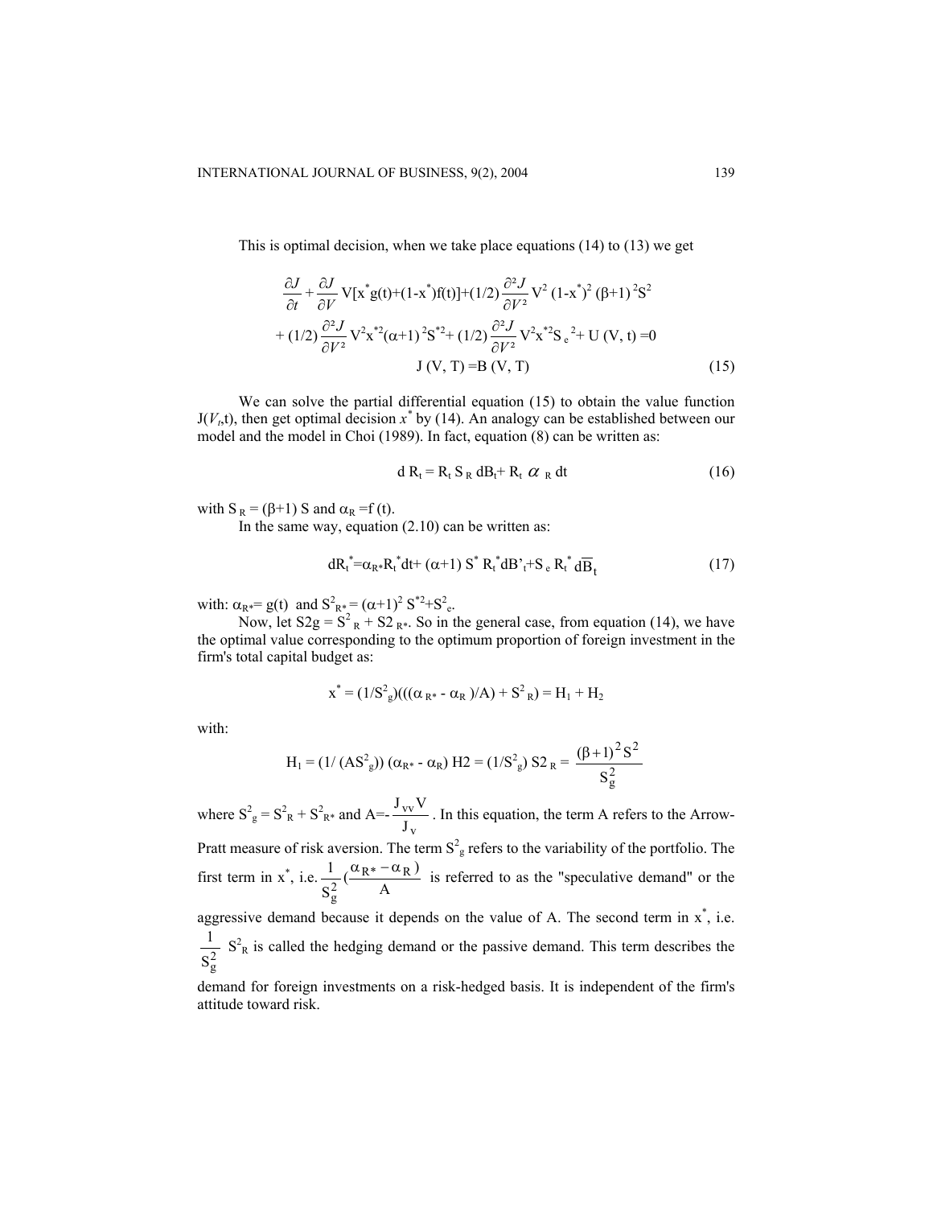This is optimal decision, when we take place equations (14) to (13) we get

$$\frac{\partial J}{\partial t}+\frac{\partial J}{\partial V}\,V[x^{*}g(t)+(1-x^{*})f(t)]+(1/2)\frac{\partial^2 J}{\partial V^2}\,V^2\,(1-x^{*})^2\,(\beta+1)^2S^2$$
$$+\,(1/2)\frac{\partial^2 J}{\partial V^2}\,V^2x^{*2}(\alpha+1)^2S^{*2}+(1/2)\frac{\partial^2 J}{\partial V^2}\,V^2x^{*2}S_e^{\,2}+U(V,t)=0$$
$$J(V,T)=B(V,T) \tag{15}$$

We can solve the partial differential equation (15) to obtain the value function $J(V_t,t)$, then get optimal decision $x^*$ by (14). An analogy can be established between our model and the model in Choi (1989). In fact, equation (8) can be written as:

$$d\,R_t = R_t\,S_R\,dB_t + R_t\,\alpha_R\,dt \tag{16}$$

with $S_R = (\beta+1)\,S$ and $\alpha_R = f(t)$.

In the same way, equation (2.10) can be written as:

$$dR_t^{*}=\alpha_{R*}R_t^{*}dt+(\alpha+1)\,S^{*}R_t^{*}dB'_t+S_e\,R_t^{*}\,d\overline{B}_t \tag{17}$$

with: $\alpha_{R*}= g(t)$ and $S^2_{R*} = (\alpha+1)^2\,S^{*2}+S^2_e$.

Now, let $S2g = S^2_R + S2_{R*}$. So in the general case, from equation (14), we have the optimal value corresponding to the optimum proportion of foreign investment in the firm's total capital budget as:

$$x^{*} = (1/S^2_g)(((\alpha_{R*} - \alpha_R)/A) + S^2_R) = H_1 + H_2$$

with:

$$H_1 = (1/(AS^2_g))\,(\alpha_{R*} - \alpha_R)\quad H2 = (1/S^2_g)\,S2_R = \frac{(\beta+1)^2S^2}{S_g^2}$$

where $S^2_g = S^2_R + S^2_{R*}$ and $A=-\frac{J_{vv}V}{J_v}$. In this equation, the term A refers to the Arrow-Pratt measure of risk aversion. The term $S^2_g$ refers to the variability of the portfolio. The first term in $x^*$, i.e. $\frac{1}{S_g^2}\left(\frac{\alpha_{R*}-\alpha_R}{A}\right)$ is referred to as the "speculative demand" or the aggressive demand because it depends on the value of A. The second term in $x^*$, i.e. $\frac{1}{S_g^2}\,S^2_R$ is called the hedging demand or the passive demand. This term describes the demand for foreign investments on a risk-hedged basis. It is independent of the firm's attitude toward risk.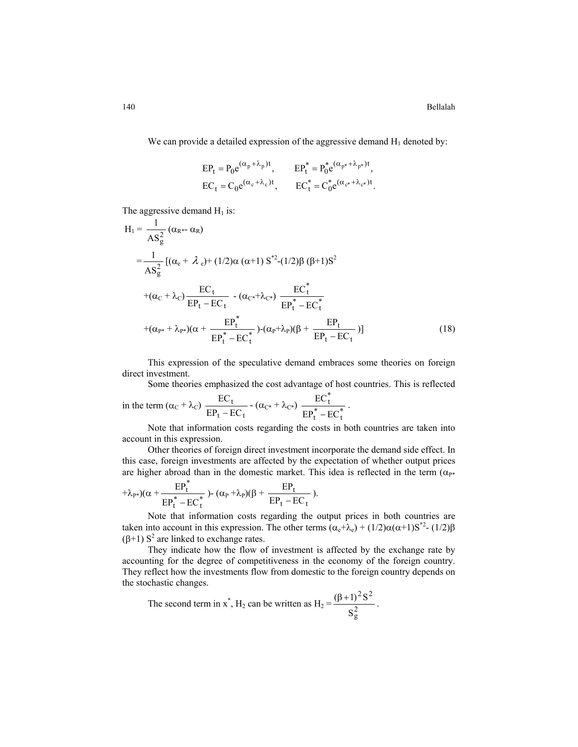We can provide a detailed expression of the aggressive demand $H_1$ denoted by:

$$EP_t = P_0 e^{(\alpha_p + \lambda_p)t}, \qquad EP_t^* = P_0^* e^{(\alpha_{p*} + \lambda_{p*})t},$$
$$EC_t = C_0 e^{(\alpha_c + \lambda_c)t}, \qquad EC_t^* = C_0^* e^{(\alpha_{c*} + \lambda_{c*})t}.$$

The aggressive demand $H_1$ is:

$$H_1 = \frac{1}{AS_g^2}(\alpha_{R*} - \alpha_R)$$
$$= \frac{1}{AS_g^2}[(\alpha_e + \lambda_e) + (1/2)\alpha(\alpha+1)S^{*2} - (1/2)\beta(\beta+1)S^2$$
$$+(\alpha_C + \lambda_C)\frac{EC_t}{EP_t - EC_t} - (\alpha_{C*} + \lambda_{C*})\frac{EC_t^*}{EP_t^* - EC_t^*}$$
$$+(\alpha_{P*} + \lambda_{P*})(\alpha + \frac{EP_t^*}{EP_t^* - EC_t^*}) - (\alpha_P + \lambda_P)(\beta + \frac{EP_t}{EP_t - EC_t})] \tag{18}$$

This expression of the speculative demand embraces some theories on foreign direct investment.

Some theories emphasized the cost advantage of host countries. This is reflected in the term $(\alpha_C + \lambda_C)\frac{EC_t}{EP_t - EC_t} - (\alpha_{C*} + \lambda_{C*})\frac{EC_t^*}{EP_t^* - EC_t^*}$.

Note that information costs regarding the costs in both countries are taken into account in this expression.

Other theories of foreign direct investment incorporate the demand side effect. In this case, foreign investments are affected by the expectation of whether output prices are higher abroad than in the domestic market. This idea is reflected in the term $(\alpha_{P*} + \lambda_{P*})(\alpha + \frac{EP_t^*}{EP_t^* - EC_t^*}) - (\alpha_P + \lambda_P)(\beta + \frac{EP_t}{EP_t - EC_t})$.

Note that information costs regarding the output prices in both countries are taken into account in this expression. The other terms $(\alpha_e + \lambda_e) + (1/2)\alpha(\alpha+1)S^{*2} - (1/2)\beta(\beta+1)S^2$ are linked to exchange rates.

They indicate how the flow of investment is affected by the exchange rate by accounting for the degree of competitiveness in the economy of the foreign country. They reflect how the investments flow from domestic to the foreign country depends on the stochastic changes.

The second term in $x^*$, $H_2$ can be written as $H_2 = \frac{(\beta+1)^2 S^2}{S_g^2}$.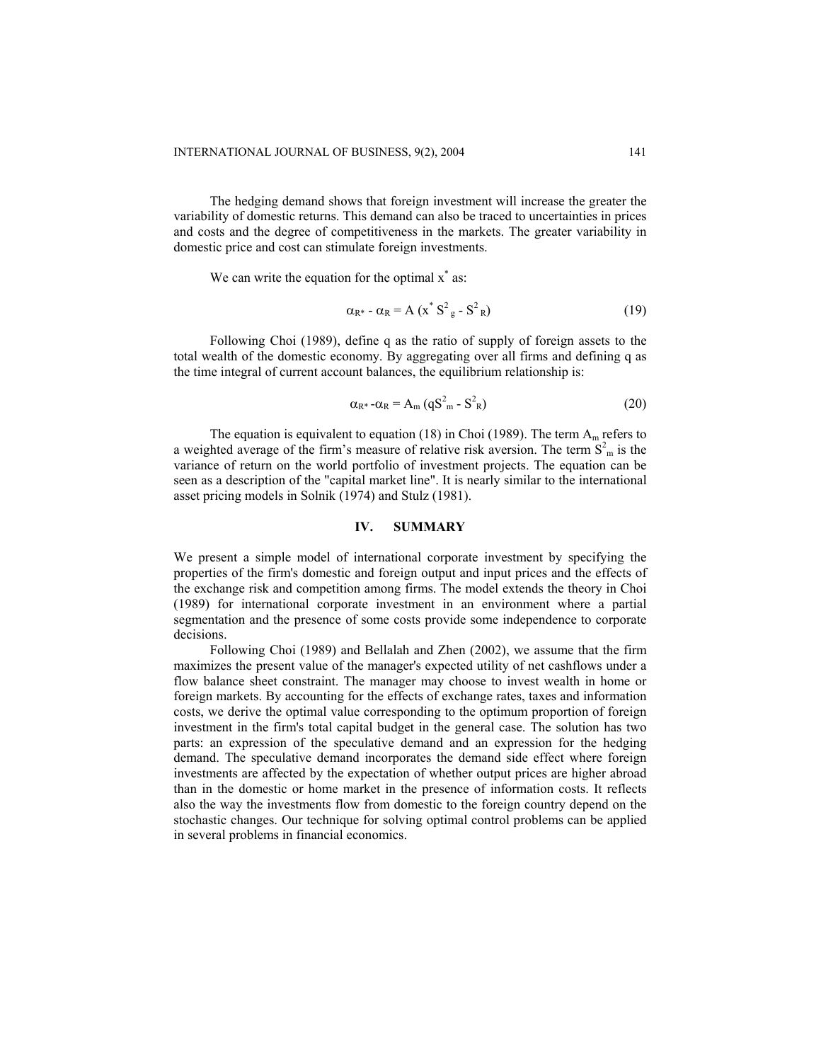The hedging demand shows that foreign investment will increase the greater the variability of domestic returns. This demand can also be traced to uncertainties in prices and costs and the degree of competitiveness in the markets. The greater variability in domestic price and cost can stimulate foreign investments.

We can write the equation for the optimal $x^*$ as:

$$\alpha_{R^*} - \alpha_R = A\,(x^* S^2_g - S^2_R) \tag{19}$$

Following Choi (1989), define q as the ratio of supply of foreign assets to the total wealth of the domestic economy. By aggregating over all firms and defining q as the time integral of current account balances, the equilibrium relationship is:

$$\alpha_{R^*} - \alpha_R = A_m\,(qS^2_m - S^2_R) \tag{20}$$

The equation is equivalent to equation (18) in Choi (1989). The term $A_m$ refers to a weighted average of the firm's measure of relative risk aversion. The term $S^2_m$ is the variance of return on the world portfolio of investment projects. The equation can be seen as a description of the "capital market line". It is nearly similar to the international asset pricing models in Solnik (1974) and Stulz (1981).

## IV. SUMMARY

We present a simple model of international corporate investment by specifying the properties of the firm's domestic and foreign output and input prices and the effects of the exchange risk and competition among firms. The model extends the theory in Choi (1989) for international corporate investment in an environment where a partial segmentation and the presence of some costs provide some independence to corporate decisions.

Following Choi (1989) and Bellalah and Zhen (2002), we assume that the firm maximizes the present value of the manager's expected utility of net cashflows under a flow balance sheet constraint. The manager may choose to invest wealth in home or foreign markets. By accounting for the effects of exchange rates, taxes and information costs, we derive the optimal value corresponding to the optimum proportion of foreign investment in the firm's total capital budget in the general case. The solution has two parts: an expression of the speculative demand and an expression for the hedging demand. The speculative demand incorporates the demand side effect where foreign investments are affected by the expectation of whether output prices are higher abroad than in the domestic or home market in the presence of information costs. It reflects also the way the investments flow from domestic to the foreign country depend on the stochastic changes. Our technique for solving optimal control problems can be applied in several problems in financial economics.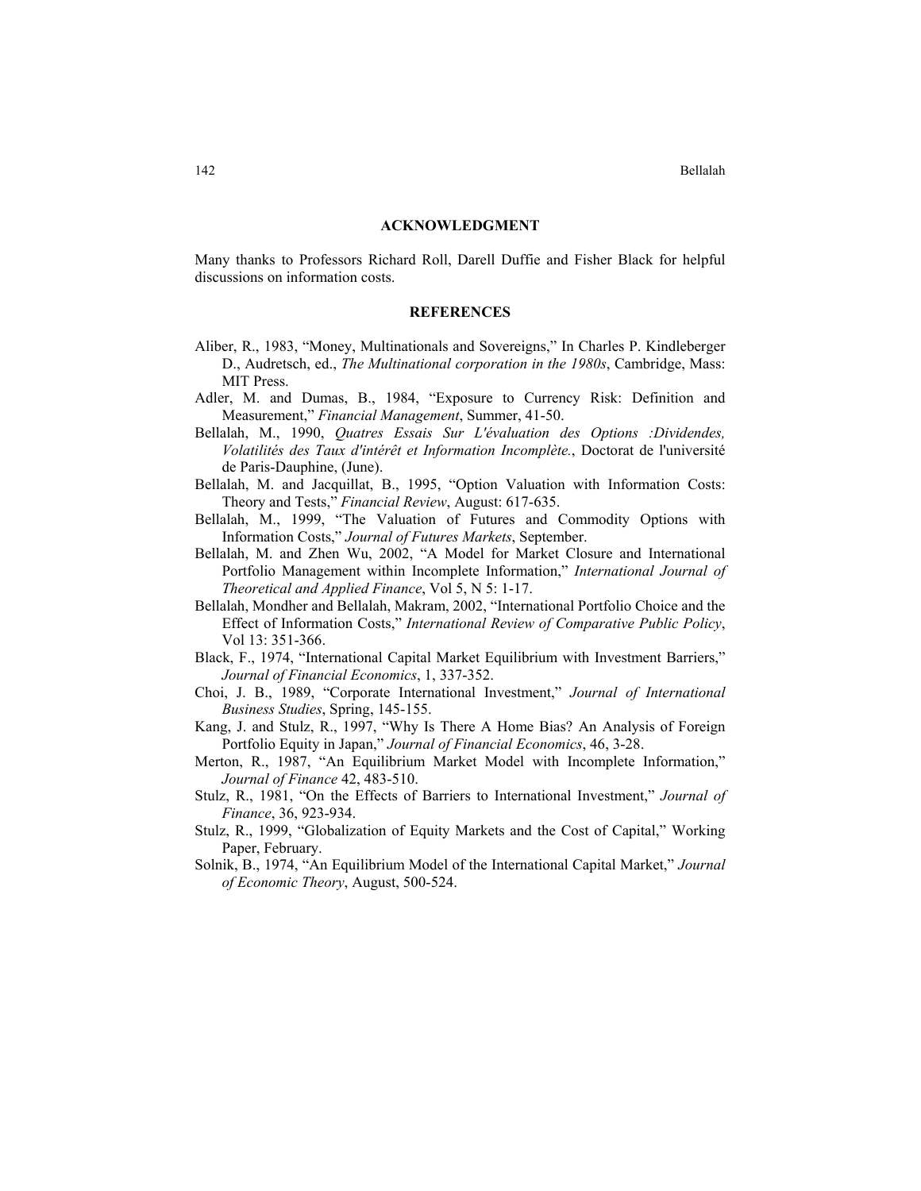## ACKNOWLEDGMENT

Many thanks to Professors Richard Roll, Darell Duffie and Fisher Black for helpful discussions on information costs.

## REFERENCES

Aliber, R., 1983, "Money, Multinationals and Sovereigns," In Charles P. Kindleberger D., Audretsch, ed., *The Multinational corporation in the 1980s*, Cambridge, Mass: MIT Press.

Adler, M. and Dumas, B., 1984, "Exposure to Currency Risk: Definition and Measurement," *Financial Management*, Summer, 41-50.

Bellalah, M., 1990, *Quatres Essais Sur L'évaluation des Options :Dividendes, Volatilités des Taux d'intérêt et Information Incomplète.*, Doctorat de l'université de Paris-Dauphine, (June).

Bellalah, M. and Jacquillat, B., 1995, "Option Valuation with Information Costs: Theory and Tests," *Financial Review*, August: 617-635.

Bellalah, M., 1999, "The Valuation of Futures and Commodity Options with Information Costs," *Journal of Futures Markets*, September.

Bellalah, M. and Zhen Wu, 2002, "A Model for Market Closure and International Portfolio Management within Incomplete Information," *International Journal of Theoretical and Applied Finance*, Vol 5, N 5: 1-17.

Bellalah, Mondher and Bellalah, Makram, 2002, "International Portfolio Choice and the Effect of Information Costs," *International Review of Comparative Public Policy*, Vol 13: 351-366.

Black, F., 1974, "International Capital Market Equilibrium with Investment Barriers," *Journal of Financial Economics*, 1, 337-352.

Choi, J. B., 1989, "Corporate International Investment," *Journal of International Business Studies*, Spring, 145-155.

Kang, J. and Stulz, R., 1997, "Why Is There A Home Bias? An Analysis of Foreign Portfolio Equity in Japan," *Journal of Financial Economics*, 46, 3-28.

Merton, R., 1987, "An Equilibrium Market Model with Incomplete Information," *Journal of Finance* 42, 483-510.

Stulz, R., 1981, "On the Effects of Barriers to International Investment," *Journal of Finance*, 36, 923-934.

Stulz, R., 1999, "Globalization of Equity Markets and the Cost of Capital," Working Paper, February.

Solnik, B., 1974, "An Equilibrium Model of the International Capital Market," *Journal of Economic Theory*, August, 500-524.